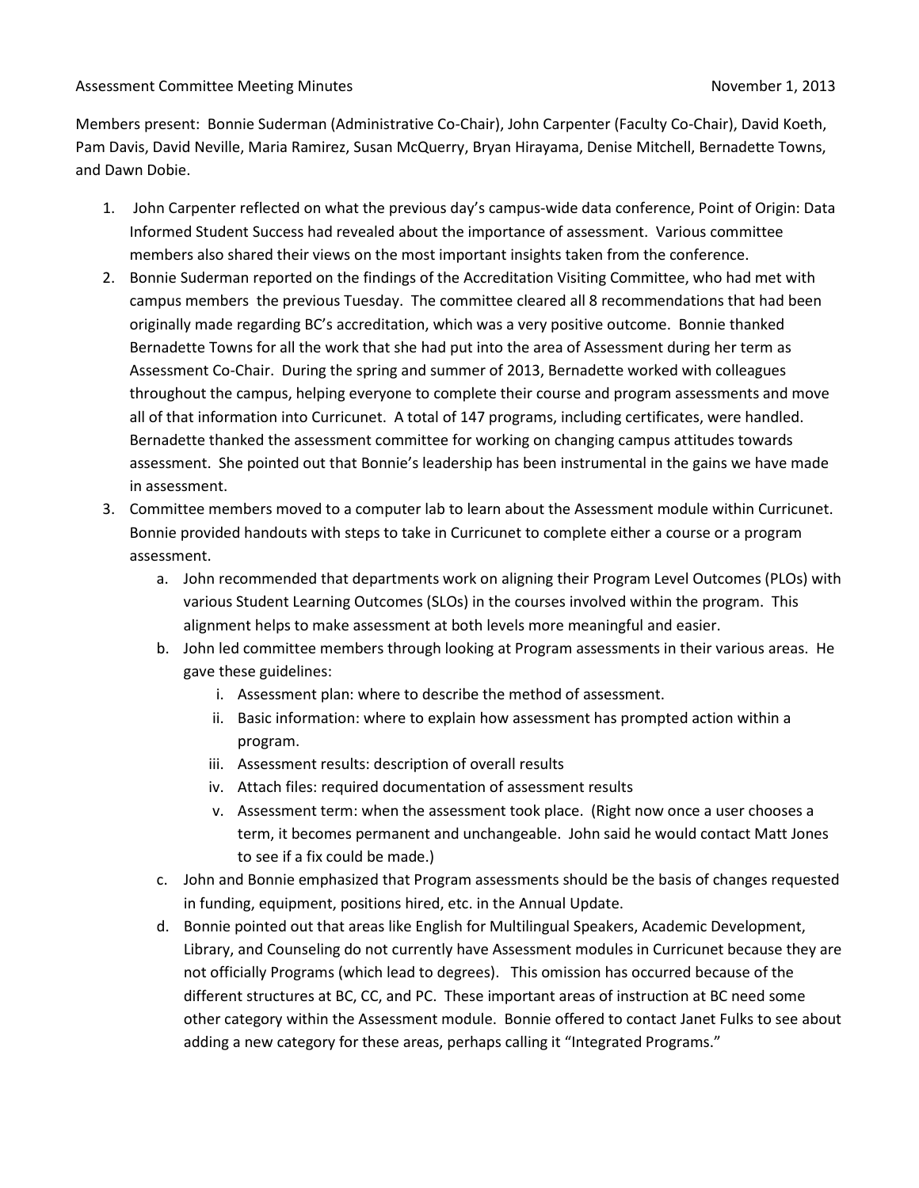Assessment Committee Meeting Minutes November 1, 2013

Members present: Bonnie Suderman (Administrative Co-Chair), John Carpenter (Faculty Co-Chair), David Koeth, Pam Davis, David Neville, Maria Ramirez, Susan McQuerry, Bryan Hirayama, Denise Mitchell, Bernadette Towns, and Dawn Dobie.

1. John Carpenter reflected on what the previous day's campus-wide data conference, Point of Origin: Data Informed Student Success had revealed about the importance of assessment. Various committee members also shared their views on the most important insights taken from the conference.
2. Bonnie Suderman reported on the findings of the Accreditation Visiting Committee, who had met with campus members the previous Tuesday. The committee cleared all 8 recommendations that had been originally made regarding BC's accreditation, which was a very positive outcome. Bonnie thanked Bernadette Towns for all the work that she had put into the area of Assessment during her term as Assessment Co-Chair. During the spring and summer of 2013, Bernadette worked with colleagues throughout the campus, helping everyone to complete their course and program assessments and move all of that information into Curricunet. A total of 147 programs, including certificates, were handled. Bernadette thanked the assessment committee for working on changing campus attitudes towards assessment. She pointed out that Bonnie's leadership has been instrumental in the gains we have made in assessment.
3. Committee members moved to a computer lab to learn about the Assessment module within Curricunet. Bonnie provided handouts with steps to take in Curricunet to complete either a course or a program assessment.
   a. John recommended that departments work on aligning their Program Level Outcomes (PLOs) with various Student Learning Outcomes (SLOs) in the courses involved within the program. This alignment helps to make assessment at both levels more meaningful and easier.
   b. John led committee members through looking at Program assessments in their various areas. He gave these guidelines:
      i. Assessment plan: where to describe the method of assessment.
      ii. Basic information: where to explain how assessment has prompted action within a program.
      iii. Assessment results: description of overall results
      iv. Attach files: required documentation of assessment results
      v. Assessment term: when the assessment took place. (Right now once a user chooses a term, it becomes permanent and unchangeable. John said he would contact Matt Jones to see if a fix could be made.)
   c. John and Bonnie emphasized that Program assessments should be the basis of changes requested in funding, equipment, positions hired, etc. in the Annual Update.
   d. Bonnie pointed out that areas like English for Multilingual Speakers, Academic Development, Library, and Counseling do not currently have Assessment modules in Curricunet because they are not officially Programs (which lead to degrees). This omission has occurred because of the different structures at BC, CC, and PC. These important areas of instruction at BC need some other category within the Assessment module. Bonnie offered to contact Janet Fulks to see about adding a new category for these areas, perhaps calling it "Integrated Programs."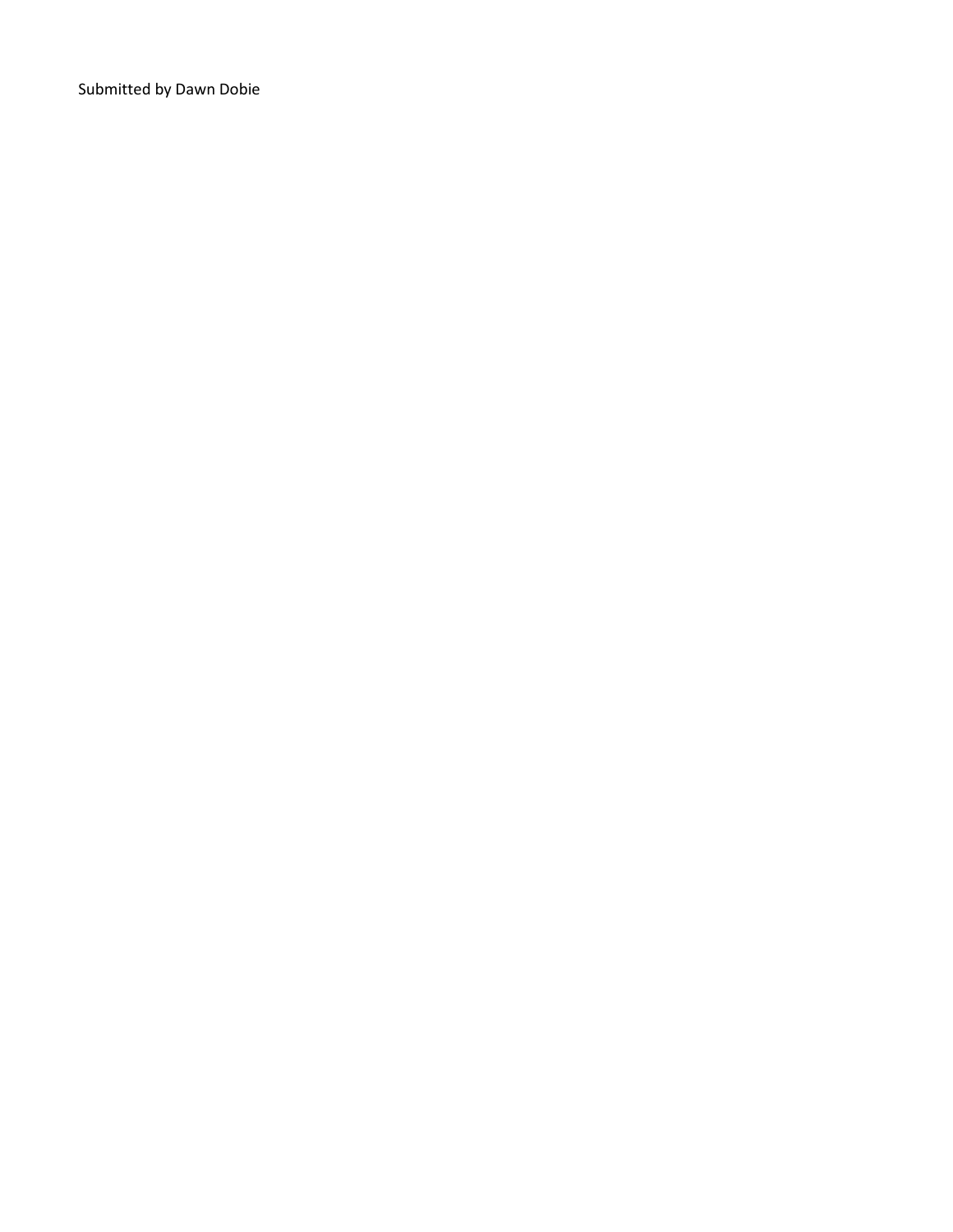Submitted by Dawn Dobie